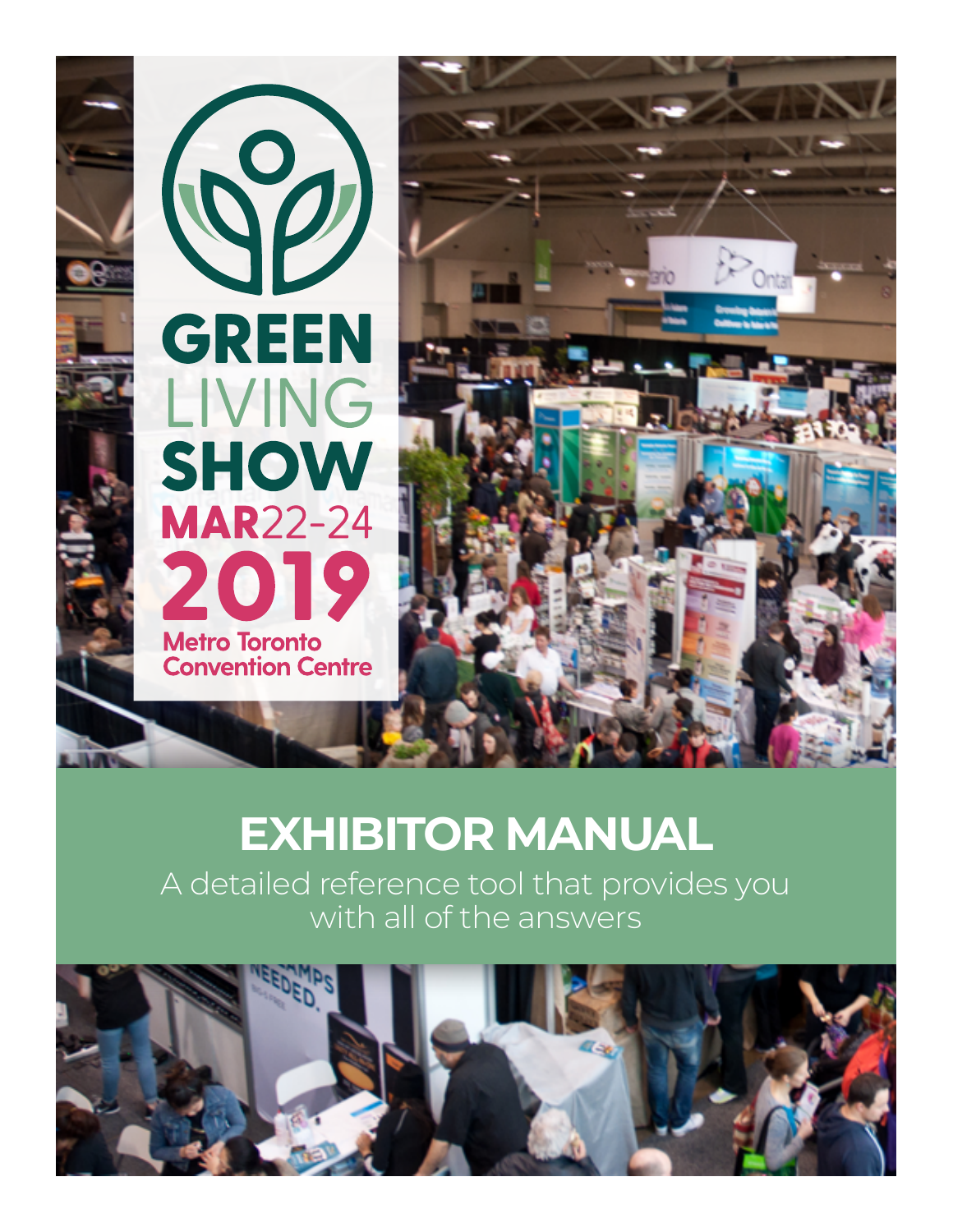# GREEN LIVING SHOW

**MAR 22-24 2019**

**Metro Toronto Convention Centre**

## EXHIBITOR MANUAL

A detailed reference tool that provides you with all of the answers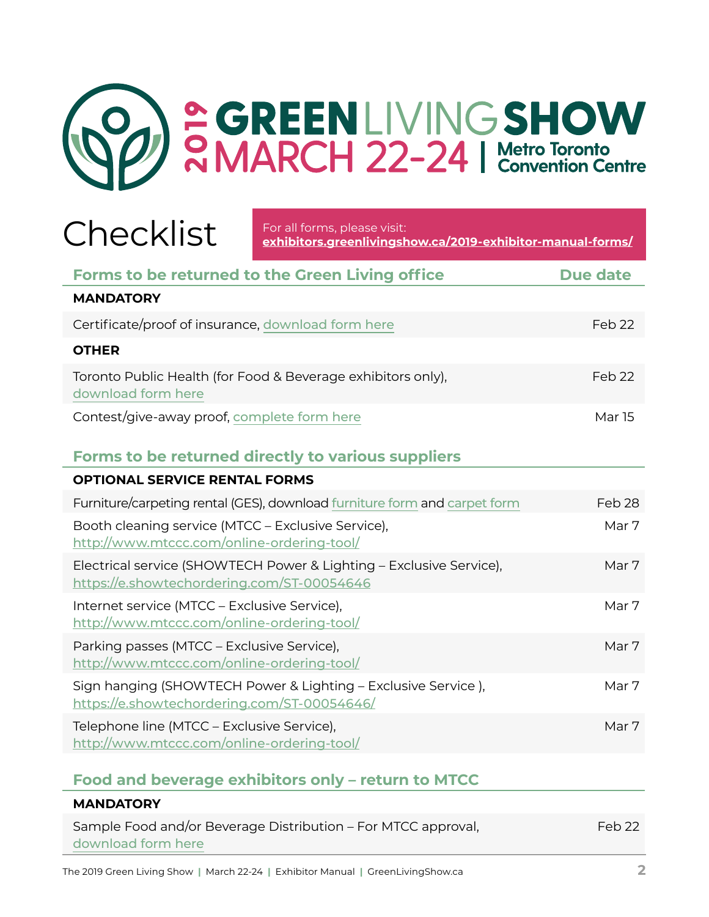# 2019 GREEN LIVING SHOW

## MARCH 22-24 | Metro Toronto Convention Centre

# Checklist

For all forms, please visit:
**exhibitors.greenlivingshow.ca/2019-exhibitor-manual-forms/**

## Forms to be returned to the Green Living office

| | Due date |
|---|---|
| **MANDATORY** | |
| Certificate/proof of insurance, download form here | Feb 22 |
| **OTHER** | |
| Toronto Public Health (for Food & Beverage exhibitors only), download form here | Feb 22 |
| Contest/give-away proof, complete form here | Mar 15 |

## Forms to be returned directly to various suppliers

| | |
|---|---|
| **OPTIONAL SERVICE RENTAL FORMS** | |
| Furniture/carpeting rental (GES), download furniture form and carpet form | Feb 28 |
| Booth cleaning service (MTCC – Exclusive Service), http://www.mtccc.com/online-ordering-tool/ | Mar 7 |
| Electrical service (SHOWTECH Power & Lighting – Exclusive Service), https://e.showtechordering.com/ST-00054646 | Mar 7 |
| Internet service (MTCC – Exclusive Service), http://www.mtccc.com/online-ordering-tool/ | Mar 7 |
| Parking passes (MTCC – Exclusive Service), http://www.mtccc.com/online-ordering-tool/ | Mar 7 |
| Sign hanging (SHOWTECH Power & Lighting – Exclusive Service ), https://e.showtechordering.com/ST-00054646/ | Mar 7 |
| Telephone line (MTCC – Exclusive Service), http://www.mtccc.com/online-ordering-tool/ | Mar 7 |

## Food and beverage exhibitors only – return to MTCC

| | |
|---|---|
| **MANDATORY** | |
| Sample Food and/or Beverage Distribution – For MTCC approval, download form here | Feb 22 |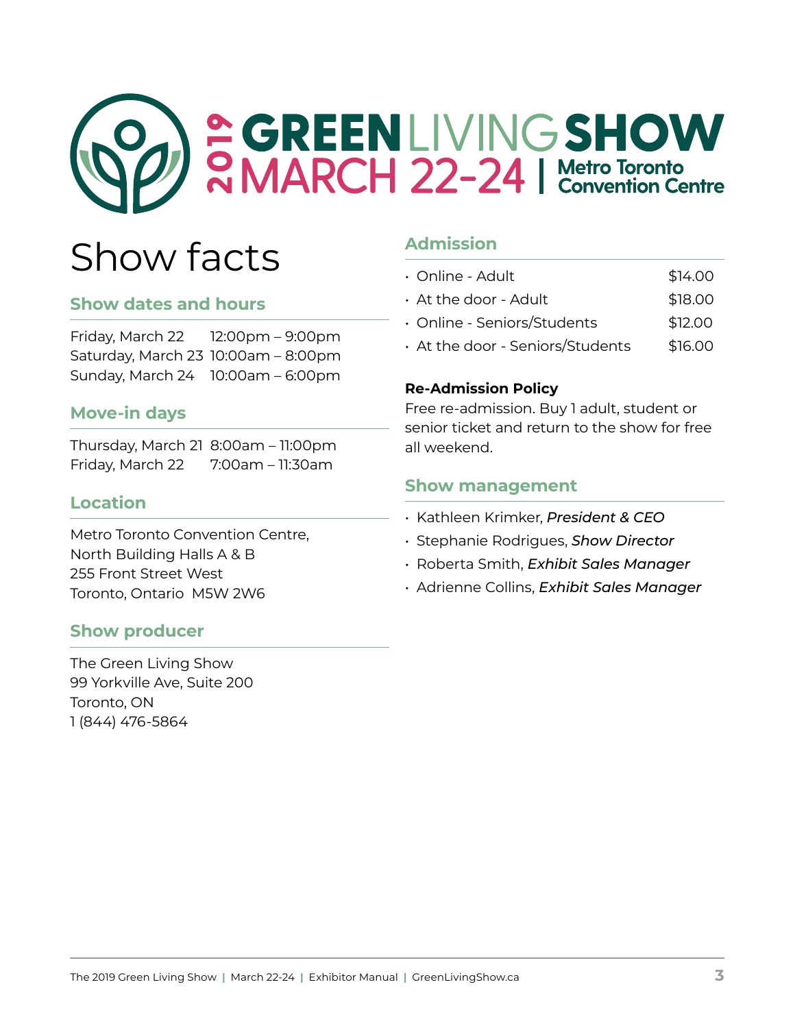2019 GREEN LIVING SHOW
MARCH 22-24 | Metro Toronto Convention Centre

# Show facts

## Show dates and hours

| | |
|---|---|
| Friday, March 22 | 12:00pm – 9:00pm |
| Saturday, March 23 | 10:00am – 8:00pm |
| Sunday, March 24 | 10:00am – 6:00pm |

## Move-in days

| | |
|---|---|
| Thursday, March 21 | 8:00am – 11:00pm |
| Friday, March 22 | 7:00am – 11:30am |

## Location

Metro Toronto Convention Centre,
North Building Halls A & B
255 Front Street West
Toronto, Ontario  M5W 2W6

## Show producer

The Green Living Show
99 Yorkville Ave, Suite 200
Toronto, ON
1 (844) 476-5864

## Admission

| | |
|---|---|
| • Online - Adult | $14.00 |
| • At the door - Adult | $18.00 |
| • Online - Seniors/Students | $12.00 |
| • At the door - Seniors/Students | $16.00 |

**Re-Admission Policy**

Free re-admission. Buy 1 adult, student or senior ticket and return to the show for free all weekend.

## Show management

- Kathleen Krimker, ***President & CEO***
- Stephanie Rodrigues, ***Show Director***
- Roberta Smith, ***Exhibit Sales Manager***
- Adrienne Collins, ***Exhibit Sales Manager***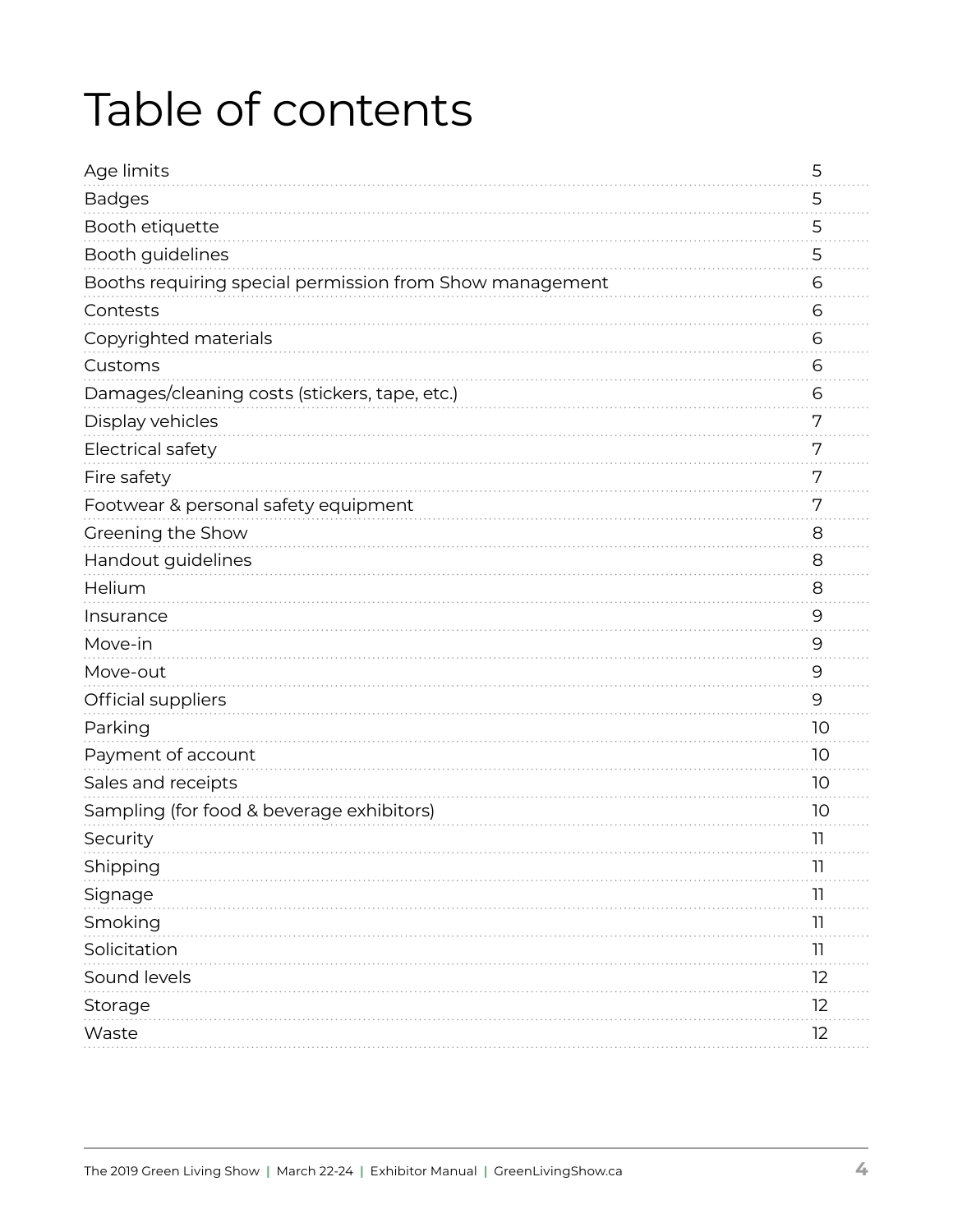# Table of contents

| | |
|---|---|
| Age limits | 5 |
| Badges | 5 |
| Booth etiquette | 5 |
| Booth guidelines | 5 |
| Booths requiring special permission from Show management | 6 |
| Contests | 6 |
| Copyrighted materials | 6 |
| Customs | 6 |
| Damages/cleaning costs (stickers, tape, etc.) | 6 |
| Display vehicles | 7 |
| Electrical safety | 7 |
| Fire safety | 7 |
| Footwear & personal safety equipment | 7 |
| Greening the Show | 8 |
| Handout guidelines | 8 |
| Helium | 8 |
| Insurance | 9 |
| Move-in | 9 |
| Move-out | 9 |
| Official suppliers | 9 |
| Parking | 10 |
| Payment of account | 10 |
| Sales and receipts | 10 |
| Sampling (for food & beverage exhibitors) | 10 |
| Security | 11 |
| Shipping | 11 |
| Signage | 11 |
| Smoking | 11 |
| Solicitation | 11 |
| Sound levels | 12 |
| Storage | 12 |
| Waste | 12 |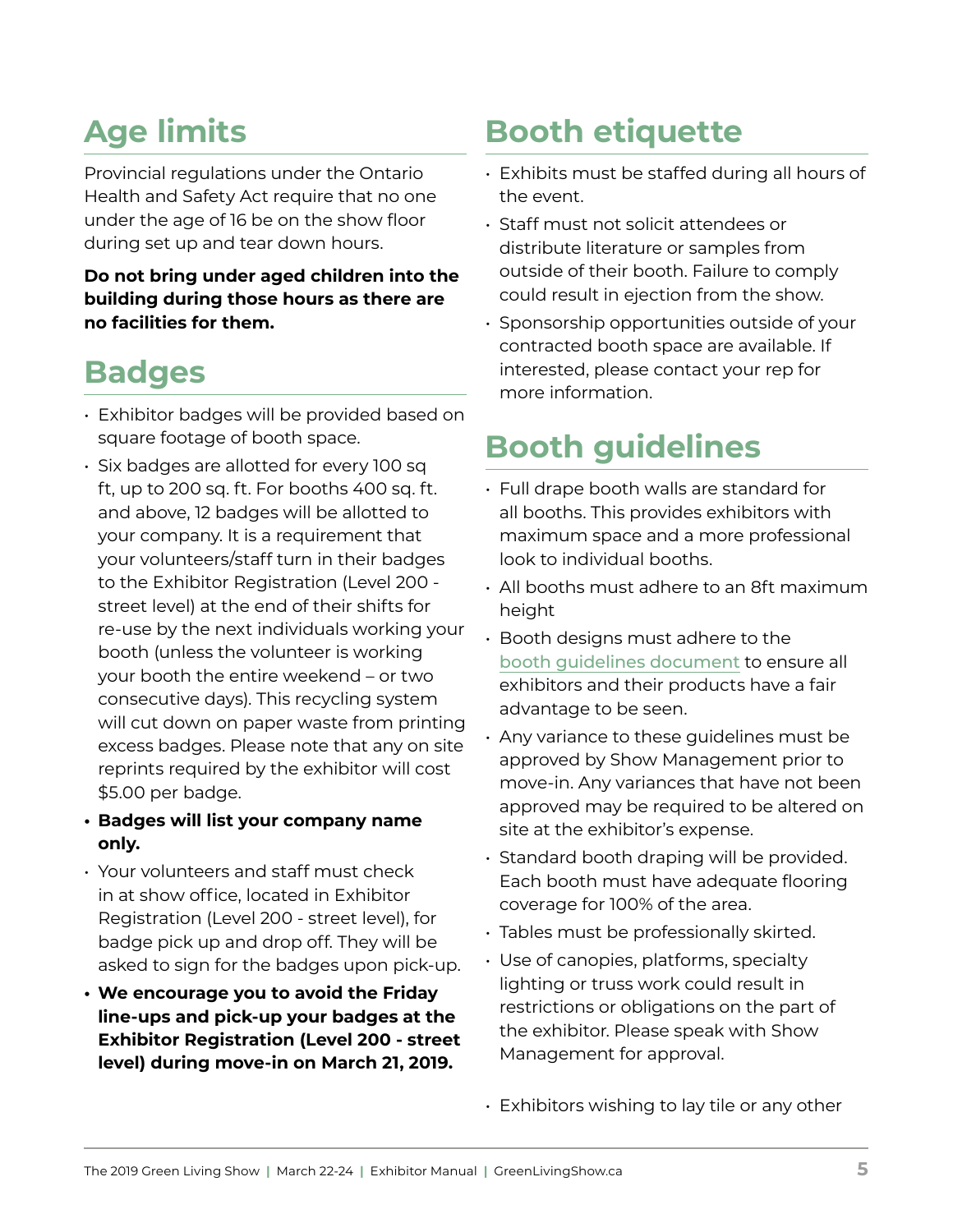## Age limits

Provincial regulations under the Ontario Health and Safety Act require that no one under the age of 16 be on the show floor during set up and tear down hours.

**Do not bring under aged children into the building during those hours as there are no facilities for them.**

## Badges

- Exhibitor badges will be provided based on square footage of booth space.
- Six badges are allotted for every 100 sq ft, up to 200 sq. ft. For booths 400 sq. ft. and above, 12 badges will be allotted to your company. It is a requirement that your volunteers/staff turn in their badges to the Exhibitor Registration (Level 200 - street level) at the end of their shifts for re-use by the next individuals working your booth (unless the volunteer is working your booth the entire weekend – or two consecutive days). This recycling system will cut down on paper waste from printing excess badges. Please note that any on site reprints required by the exhibitor will cost $5.00 per badge.
- **Badges will list your company name only.**
- Your volunteers and staff must check in at show office, located in Exhibitor Registration (Level 200 - street level), for badge pick up and drop off. They will be asked to sign for the badges upon pick-up.
- **We encourage you to avoid the Friday line-ups and pick-up your badges at the Exhibitor Registration (Level 200 - street level) during move-in on March 21, 2019.**

## Booth etiquette

- Exhibits must be staffed during all hours of the event.
- Staff must not solicit attendees or distribute literature or samples from outside of their booth. Failure to comply could result in ejection from the show.
- Sponsorship opportunities outside of your contracted booth space are available. If interested, please contact your rep for more information.

## Booth guidelines

- Full drape booth walls are standard for all booths. This provides exhibitors with maximum space and a more professional look to individual booths.
- All booths must adhere to an 8ft maximum height
- Booth designs must adhere to the booth guidelines document to ensure all exhibitors and their products have a fair advantage to be seen.
- Any variance to these guidelines must be approved by Show Management prior to move-in. Any variances that have not been approved may be required to be altered on site at the exhibitor's expense.
- Standard booth draping will be provided. Each booth must have adequate flooring coverage for 100% of the area.
- Tables must be professionally skirted.
- Use of canopies, platforms, specialty lighting or truss work could result in restrictions or obligations on the part of the exhibitor. Please speak with Show Management for approval.
- Exhibitors wishing to lay tile or any other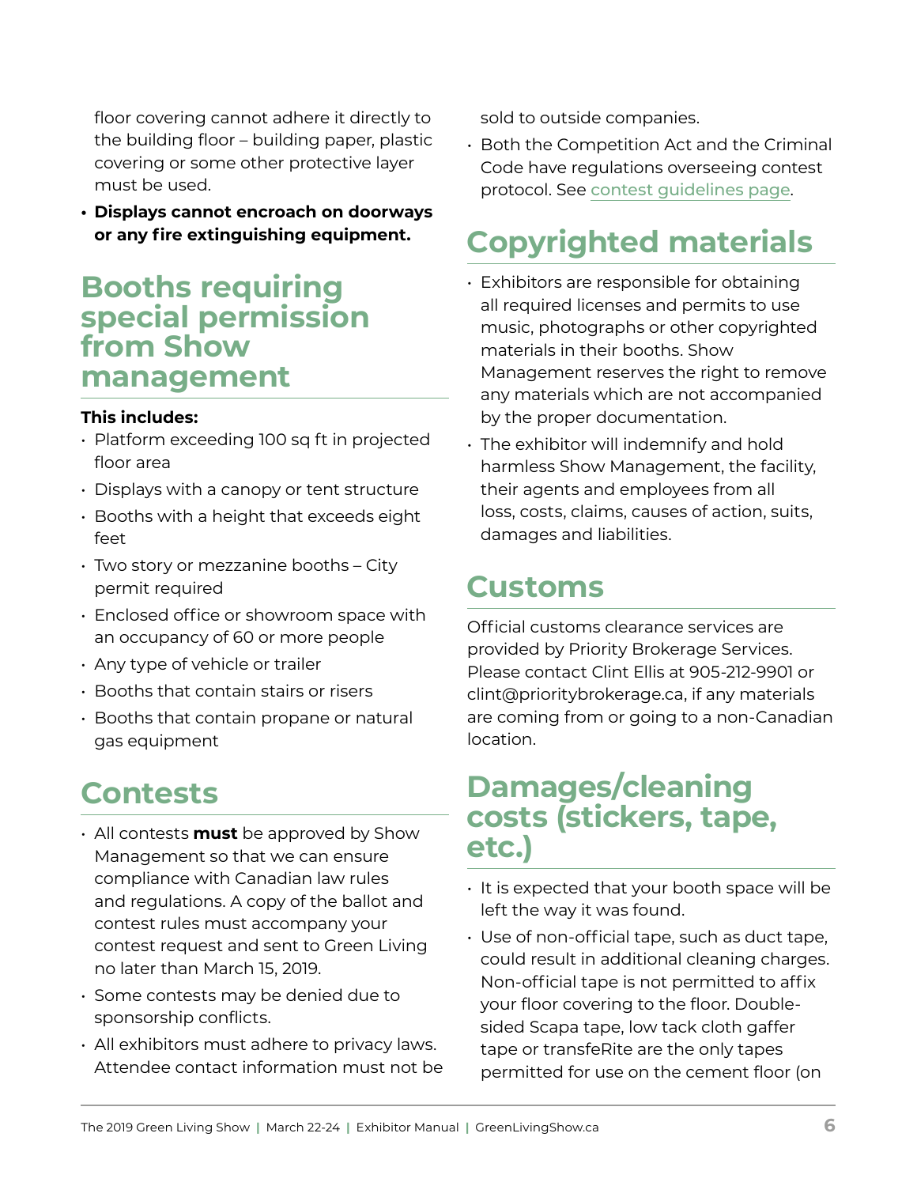floor covering cannot adhere it directly to the building floor – building paper, plastic covering or some other protective layer must be used.

- **Displays cannot encroach on doorways or any fire extinguishing equipment.**

## Booths requiring special permission from Show management

**This includes:**

- Platform exceeding 100 sq ft in projected floor area
- Displays with a canopy or tent structure
- Booths with a height that exceeds eight feet
- Two story or mezzanine booths – City permit required
- Enclosed office or showroom space with an occupancy of 60 or more people
- Any type of vehicle or trailer
- Booths that contain stairs or risers
- Booths that contain propane or natural gas equipment

## Contests

- All contests **must** be approved by Show Management so that we can ensure compliance with Canadian law rules and regulations. A copy of the ballot and contest rules must accompany your contest request and sent to Green Living no later than March 15, 2019.
- Some contests may be denied due to sponsorship conflicts.
- All exhibitors must adhere to privacy laws. Attendee contact information must not be sold to outside companies.
- Both the Competition Act and the Criminal Code have regulations overseeing contest protocol. See contest guidelines page.

## Copyrighted materials

- Exhibitors are responsible for obtaining all required licenses and permits to use music, photographs or other copyrighted materials in their booths. Show Management reserves the right to remove any materials which are not accompanied by the proper documentation.
- The exhibitor will indemnify and hold harmless Show Management, the facility, their agents and employees from all loss, costs, claims, causes of action, suits, damages and liabilities.

## Customs

Official customs clearance services are provided by Priority Brokerage Services. Please contact Clint Ellis at 905-212-9901 or clint@prioritybrokerage.ca, if any materials are coming from or going to a non-Canadian location.

## Damages/cleaning costs (stickers, tape, etc.)

- It is expected that your booth space will be left the way it was found.
- Use of non-official tape, such as duct tape, could result in additional cleaning charges. Non-official tape is not permitted to affix your floor covering to the floor. Double-sided Scapa tape, low tack cloth gaffer tape or transfeRite are the only tapes permitted for use on the cement floor (on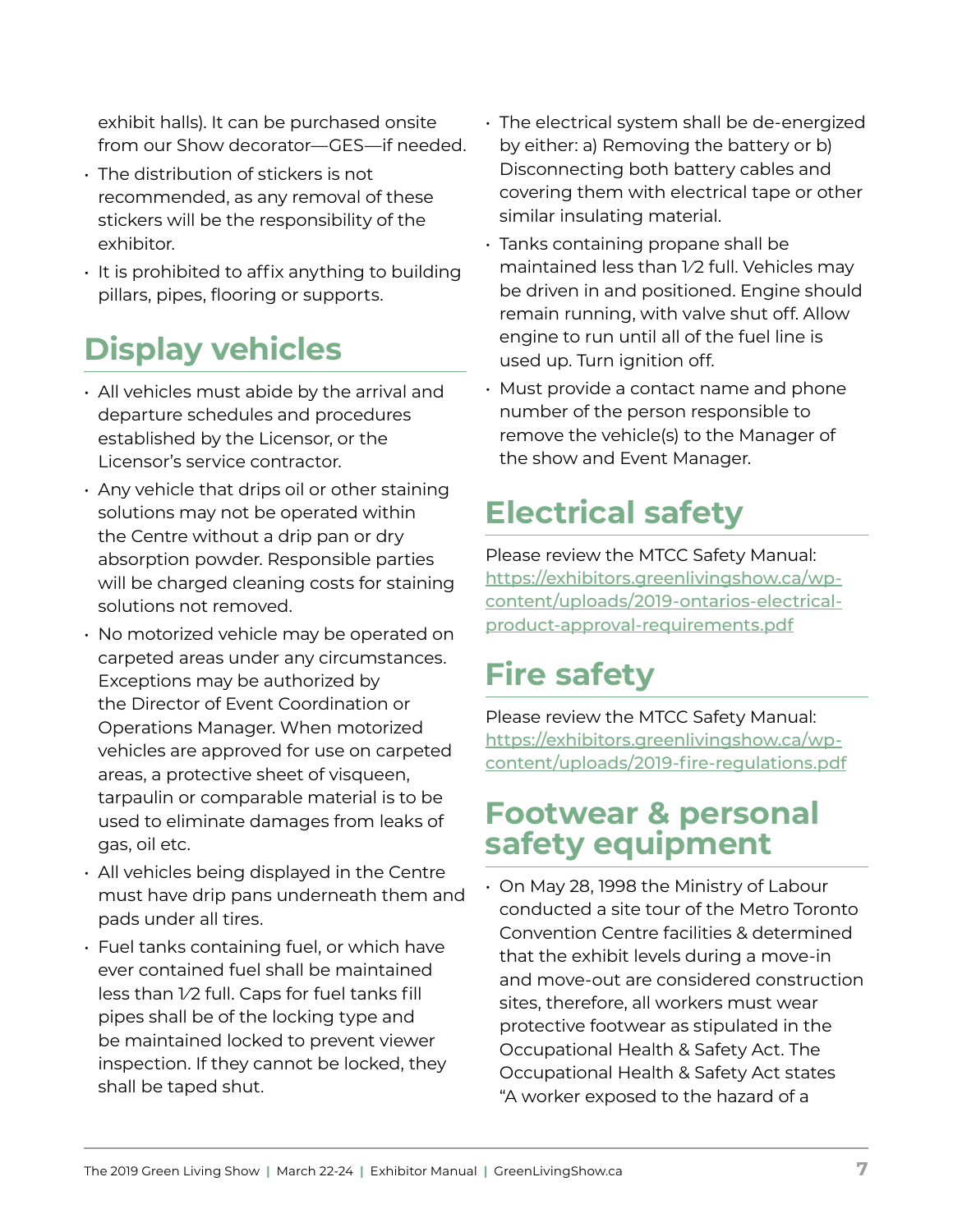exhibit halls). It can be purchased onsite from our Show decorator—GES—if needed.

- The distribution of stickers is not recommended, as any removal of these stickers will be the responsibility of the exhibitor.
- It is prohibited to affix anything to building pillars, pipes, flooring or supports.

## Display vehicles

- All vehicles must abide by the arrival and departure schedules and procedures established by the Licensor, or the Licensor's service contractor.
- Any vehicle that drips oil or other staining solutions may not be operated within the Centre without a drip pan or dry absorption powder. Responsible parties will be charged cleaning costs for staining solutions not removed.
- No motorized vehicle may be operated on carpeted areas under any circumstances. Exceptions may be authorized by the Director of Event Coordination or Operations Manager. When motorized vehicles are approved for use on carpeted areas, a protective sheet of visqueen, tarpaulin or comparable material is to be used to eliminate damages from leaks of gas, oil etc.
- All vehicles being displayed in the Centre must have drip pans underneath them and pads under all tires.
- Fuel tanks containing fuel, or which have ever contained fuel shall be maintained less than 1⁄2 full. Caps for fuel tanks fill pipes shall be of the locking type and be maintained locked to prevent viewer inspection. If they cannot be locked, they shall be taped shut.
- The electrical system shall be de-energized by either: a) Removing the battery or b) Disconnecting both battery cables and covering them with electrical tape or other similar insulating material.
- Tanks containing propane shall be maintained less than 1⁄2 full. Vehicles may be driven in and positioned. Engine should remain running, with valve shut off. Allow engine to run until all of the fuel line is used up. Turn ignition off.
- Must provide a contact name and phone number of the person responsible to remove the vehicle(s) to the Manager of the show and Event Manager.

## Electrical safety

Please review the MTCC Safety Manual: https://exhibitors.greenlivingshow.ca/wp-content/uploads/2019-ontarios-electrical-product-approval-requirements.pdf

## Fire safety

Please review the MTCC Safety Manual: https://exhibitors.greenlivingshow.ca/wp-content/uploads/2019-fire-regulations.pdf

## Footwear & personal safety equipment

- On May 28, 1998 the Ministry of Labour conducted a site tour of the Metro Toronto Convention Centre facilities & determined that the exhibit levels during a move-in and move-out are considered construction sites, therefore, all workers must wear protective footwear as stipulated in the Occupational Health & Safety Act. The Occupational Health & Safety Act states "A worker exposed to the hazard of a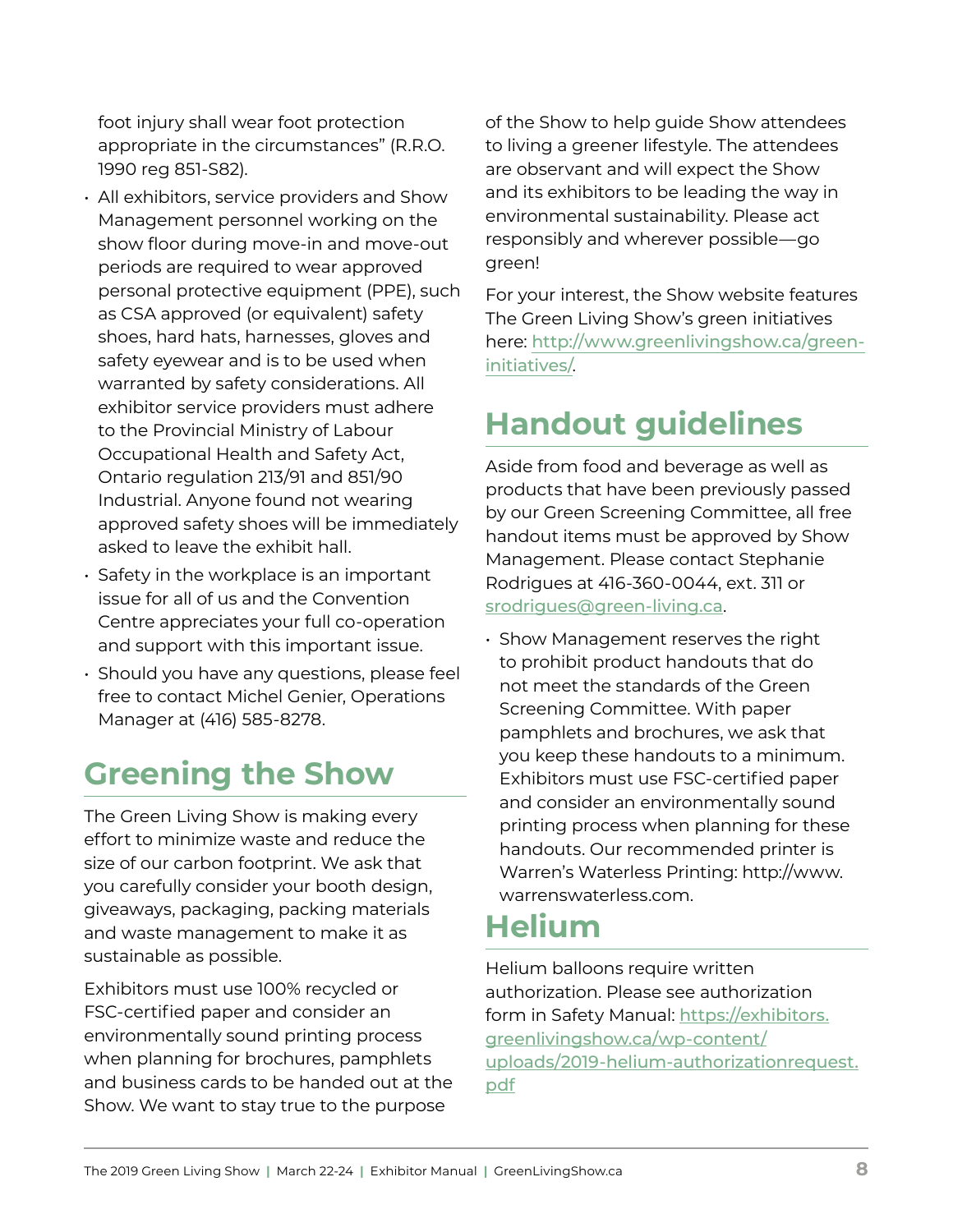foot injury shall wear foot protection appropriate in the circumstances" (R.R.O. 1990 reg 851-S82).

- All exhibitors, service providers and Show Management personnel working on the show floor during move-in and move-out periods are required to wear approved personal protective equipment (PPE), such as CSA approved (or equivalent) safety shoes, hard hats, harnesses, gloves and safety eyewear and is to be used when warranted by safety considerations. All exhibitor service providers must adhere to the Provincial Ministry of Labour Occupational Health and Safety Act, Ontario regulation 213/91 and 851/90 Industrial. Anyone found not wearing approved safety shoes will be immediately asked to leave the exhibit hall.
- Safety in the workplace is an important issue for all of us and the Convention Centre appreciates your full co-operation and support with this important issue.
- Should you have any questions, please feel free to contact Michel Genier, Operations Manager at (416) 585-8278.

## Greening the Show

The Green Living Show is making every effort to minimize waste and reduce the size of our carbon footprint. We ask that you carefully consider your booth design, giveaways, packaging, packing materials and waste management to make it as sustainable as possible.

Exhibitors must use 100% recycled or FSC-certified paper and consider an environmentally sound printing process when planning for brochures, pamphlets and business cards to be handed out at the Show. We want to stay true to the purpose of the Show to help guide Show attendees to living a greener lifestyle. The attendees are observant and will expect the Show and its exhibitors to be leading the way in environmental sustainability. Please act responsibly and wherever possible—go green!

For your interest, the Show website features The Green Living Show's green initiatives here: http://www.greenlivingshow.ca/green-initiatives/.

## Handout guidelines

Aside from food and beverage as well as products that have been previously passed by our Green Screening Committee, all free handout items must be approved by Show Management. Please contact Stephanie Rodrigues at 416-360-0044, ext. 311 or srodrigues@green-living.ca.

- Show Management reserves the right to prohibit product handouts that do not meet the standards of the Green Screening Committee. With paper pamphlets and brochures, we ask that you keep these handouts to a minimum. Exhibitors must use FSC-certified paper and consider an environmentally sound printing process when planning for these handouts. Our recommended printer is Warren's Waterless Printing: http://www.warrenswaterless.com.

## Helium

Helium balloons require written authorization. Please see authorization form in Safety Manual: https://exhibitors.greenlivingshow.ca/wp-content/uploads/2019-helium-authorizationrequest.pdf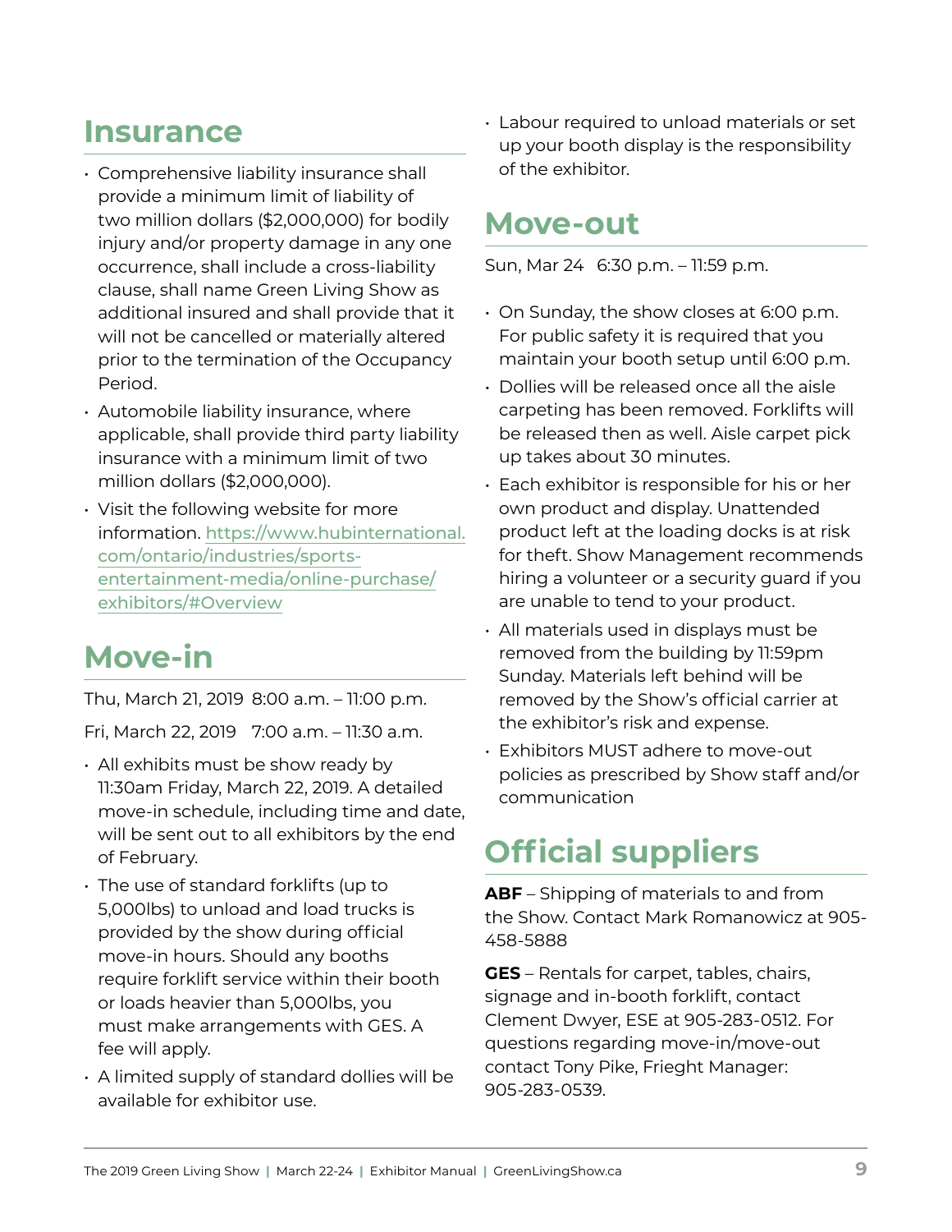## Insurance

- Comprehensive liability insurance shall provide a minimum limit of liability of two million dollars ($2,000,000) for bodily injury and/or property damage in any one occurrence, shall include a cross-liability clause, shall name Green Living Show as additional insured and shall provide that it will not be cancelled or materially altered prior to the termination of the Occupancy Period.
- Automobile liability insurance, where applicable, shall provide third party liability insurance with a minimum limit of two million dollars ($2,000,000).
- Visit the following website for more information. https://www.hubinternational.com/ontario/industries/sports-entertainment-media/online-purchase/exhibitors/#Overview

## Move-in

Thu, March 21, 2019 8:00 a.m. – 11:00 p.m.

Fri, March 22, 2019 7:00 a.m. – 11:30 a.m.

- All exhibits must be show ready by 11:30am Friday, March 22, 2019. A detailed move-in schedule, including time and date, will be sent out to all exhibitors by the end of February.
- The use of standard forklifts (up to 5,000lbs) to unload and load trucks is provided by the show during official move-in hours. Should any booths require forklift service within their booth or loads heavier than 5,000lbs, you must make arrangements with GES. A fee will apply.
- A limited supply of standard dollies will be available for exhibitor use.
- Labour required to unload materials or set up your booth display is the responsibility of the exhibitor.

## Move-out

Sun, Mar 24 6:30 p.m. – 11:59 p.m.

- On Sunday, the show closes at 6:00 p.m. For public safety it is required that you maintain your booth setup until 6:00 p.m.
- Dollies will be released once all the aisle carpeting has been removed. Forklifts will be released then as well. Aisle carpet pick up takes about 30 minutes.
- Each exhibitor is responsible for his or her own product and display. Unattended product left at the loading docks is at risk for theft. Show Management recommends hiring a volunteer or a security guard if you are unable to tend to your product.
- All materials used in displays must be removed from the building by 11:59pm Sunday. Materials left behind will be removed by the Show's official carrier at the exhibitor's risk and expense.
- Exhibitors MUST adhere to move-out policies as prescribed by Show staff and/or communication

## Official suppliers

**ABF** – Shipping of materials to and from the Show. Contact Mark Romanowicz at 905-458-5888

**GES** – Rentals for carpet, tables, chairs, signage and in-booth forklift, contact Clement Dwyer, ESE at 905-283-0512. For questions regarding move-in/move-out contact Tony Pike, Frieght Manager: 905-283-0539.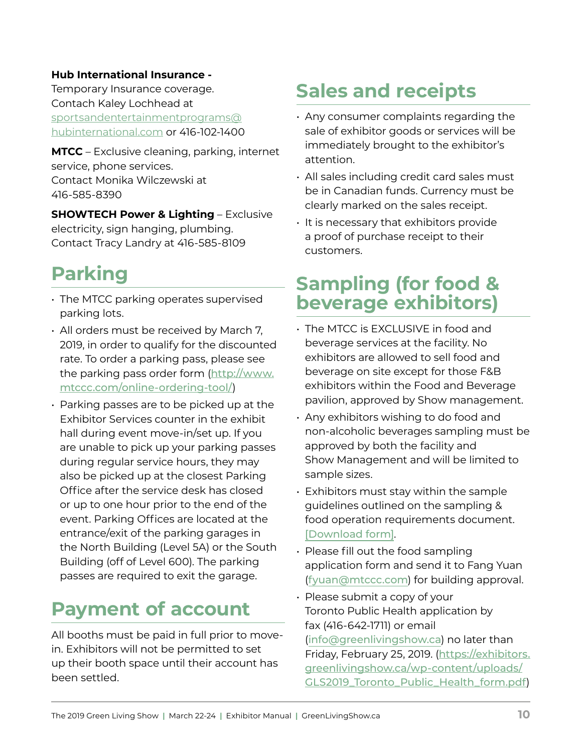**Hub International Insurance -**
Temporary Insurance coverage.
Contach Kaley Lochhead at sportsandentertainmentprograms@hubinternational.com or 416-102-1400

**MTCC** – Exclusive cleaning, parking, internet service, phone services.
Contact Monika Wilczewski at 416-585-8390

**SHOWTECH Power & Lighting** – Exclusive electricity, sign hanging, plumbing.
Contact Tracy Landry at 416-585-8109

## Parking

- The MTCC parking operates supervised parking lots.
- All orders must be received by March 7, 2019, in order to qualify for the discounted rate. To order a parking pass, please see the parking pass order form (http://www.mtccc.com/online-ordering-tool/)
- Parking passes are to be picked up at the Exhibitor Services counter in the exhibit hall during event move-in/set up. If you are unable to pick up your parking passes during regular service hours, they may also be picked up at the closest Parking Office after the service desk has closed or up to one hour prior to the end of the event. Parking Offices are located at the entrance/exit of the parking garages in the North Building (Level 5A) or the South Building (off of Level 600). The parking passes are required to exit the garage.

## Payment of account

All booths must be paid in full prior to move-in. Exhibitors will not be permitted to set up their booth space until their account has been settled.

## Sales and receipts

- Any consumer complaints regarding the sale of exhibitor goods or services will be immediately brought to the exhibitor's attention.
- All sales including credit card sales must be in Canadian funds. Currency must be clearly marked on the sales receipt.
- It is necessary that exhibitors provide a proof of purchase receipt to their customers.

## Sampling (for food & beverage exhibitors)

- The MTCC is EXCLUSIVE in food and beverage services at the facility. No exhibitors are allowed to sell food and beverage on site except for those F&B exhibitors within the Food and Beverage pavilion, approved by Show management.
- Any exhibitors wishing to do food and non-alcoholic beverages sampling must be approved by both the facility and Show Management and will be limited to sample sizes.
- Exhibitors must stay within the sample guidelines outlined on the sampling & food operation requirements document. [Download form].
- Please fill out the food sampling application form and send it to Fang Yuan (fyuan@mtccc.com) for building approval.
- Please submit a copy of your Toronto Public Health application by fax (416-642-1711) or email (info@greenlivingshow.ca) no later than Friday, February 25, 2019. (https://exhibitors.greenlivingshow.ca/wp-content/uploads/GLS2019_Toronto_Public_Health_form.pdf)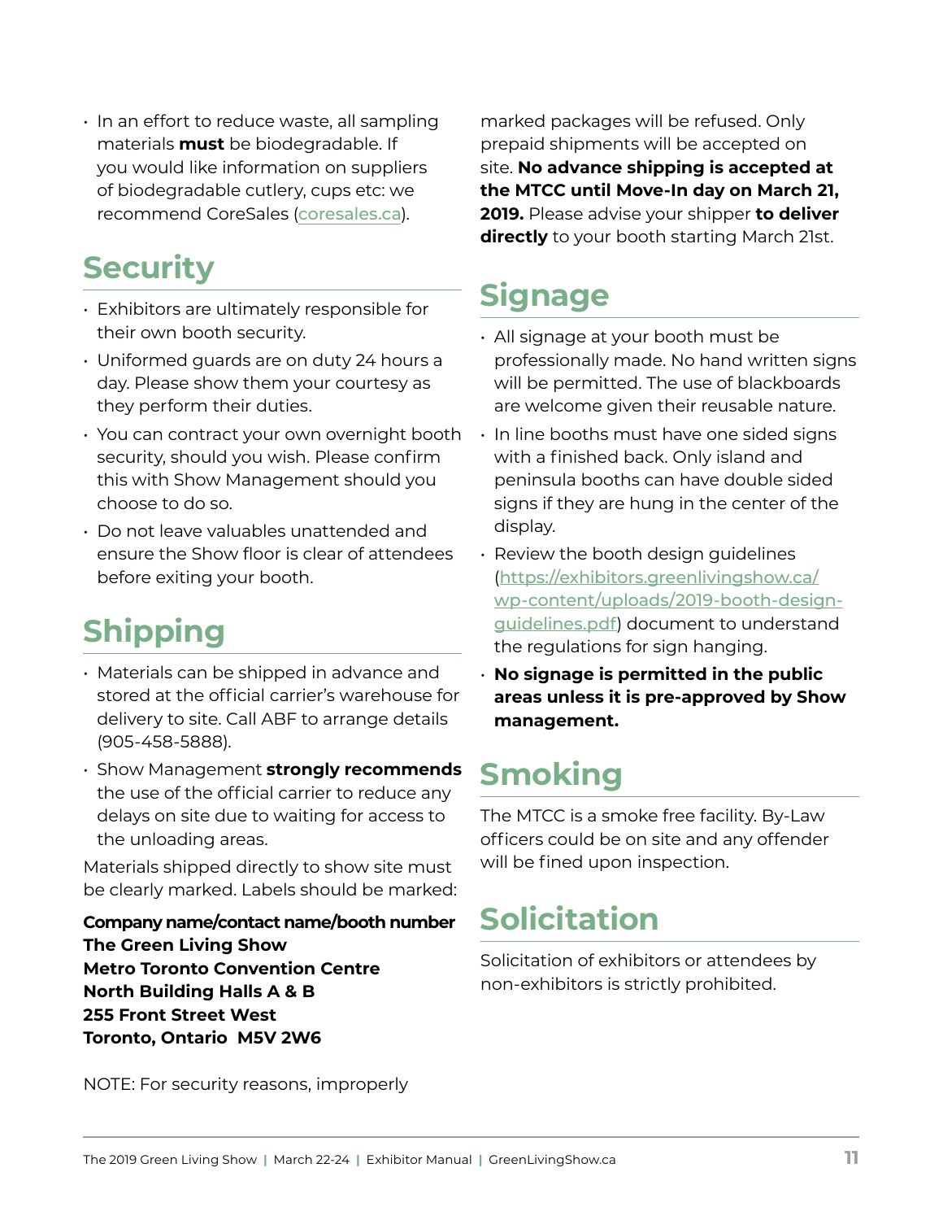- In an effort to reduce waste, all sampling materials **must** be biodegradable. If you would like information on suppliers of biodegradable cutlery, cups etc: we recommend CoreSales (coresales.ca).

## Security

- Exhibitors are ultimately responsible for their own booth security.
- Uniformed guards are on duty 24 hours a day. Please show them your courtesy as they perform their duties.
- You can contract your own overnight booth security, should you wish. Please confirm this with Show Management should you choose to do so.
- Do not leave valuables unattended and ensure the Show floor is clear of attendees before exiting your booth.

## Shipping

- Materials can be shipped in advance and stored at the official carrier's warehouse for delivery to site. Call ABF to arrange details (905-458-5888).
- Show Management **strongly recommends** the use of the official carrier to reduce any delays on site due to waiting for access to the unloading areas.

Materials shipped directly to show site must be clearly marked. Labels should be marked:

**Company name/contact name/booth number**
**The Green Living Show**
**Metro Toronto Convention Centre**
**North Building Halls A & B**
**255 Front Street West**
**Toronto, Ontario M5V 2W6**

NOTE: For security reasons, improperly marked packages will be refused. Only prepaid shipments will be accepted on site. **No advance shipping is accepted at the MTCC until Move-In day on March 21, 2019.** Please advise your shipper **to deliver directly** to your booth starting March 21st.

## Signage

- All signage at your booth must be professionally made. No hand written signs will be permitted. The use of blackboards are welcome given their reusable nature.
- In line booths must have one sided signs with a finished back. Only island and peninsula booths can have double sided signs if they are hung in the center of the display.
- Review the booth design guidelines (https://exhibitors.greenlivingshow.ca/wp-content/uploads/2019-booth-design-guidelines.pdf) document to understand the regulations for sign hanging.
- **No signage is permitted in the public areas unless it is pre-approved by Show management.**

## Smoking

The MTCC is a smoke free facility. By-Law officers could be on site and any offender will be fined upon inspection.

## Solicitation

Solicitation of exhibitors or attendees by non-exhibitors is strictly prohibited.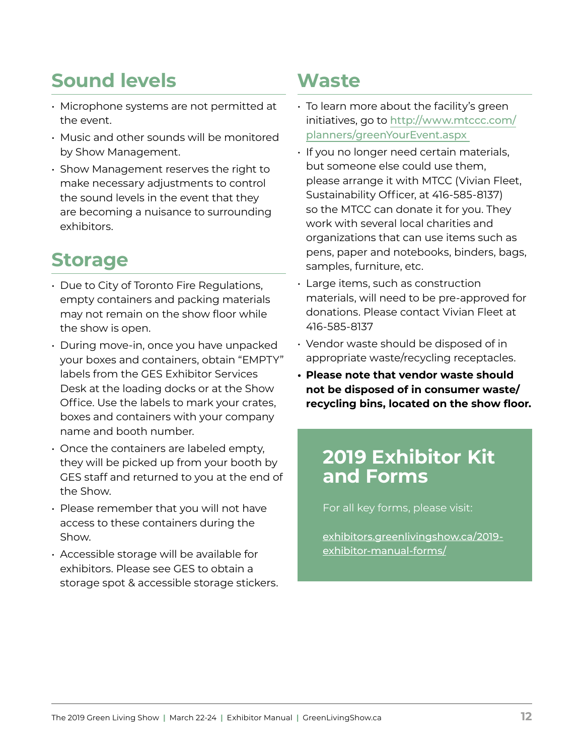## Sound levels

- Microphone systems are not permitted at the event.
- Music and other sounds will be monitored by Show Management.
- Show Management reserves the right to make necessary adjustments to control the sound levels in the event that they are becoming a nuisance to surrounding exhibitors.

## Storage

- Due to City of Toronto Fire Regulations, empty containers and packing materials may not remain on the show floor while the show is open.
- During move-in, once you have unpacked your boxes and containers, obtain "EMPTY" labels from the GES Exhibitor Services Desk at the loading docks or at the Show Office. Use the labels to mark your crates, boxes and containers with your company name and booth number.
- Once the containers are labeled empty, they will be picked up from your booth by GES staff and returned to you at the end of the Show.
- Please remember that you will not have access to these containers during the Show.
- Accessible storage will be available for exhibitors. Please see GES to obtain a storage spot & accessible storage stickers.

## Waste

- To learn more about the facility's green initiatives, go to http://www.mtccc.com/planners/greenYourEvent.aspx
- If you no longer need certain materials, but someone else could use them, please arrange it with MTCC (Vivian Fleet, Sustainability Officer, at 416-585-8137) so the MTCC can donate it for you. They work with several local charities and organizations that can use items such as pens, paper and notebooks, binders, bags, samples, furniture, etc.
- Large items, such as construction materials, will need to be pre-approved for donations. Please contact Vivian Fleet at 416-585-8137
- Vendor waste should be disposed of in appropriate waste/recycling receptacles.
- **Please note that vendor waste should not be disposed of in consumer waste/recycling bins, located on the show floor.**

## 2019 Exhibitor Kit and Forms

For all key forms, please visit:

exhibitors.greenlivingshow.ca/2019-exhibitor-manual-forms/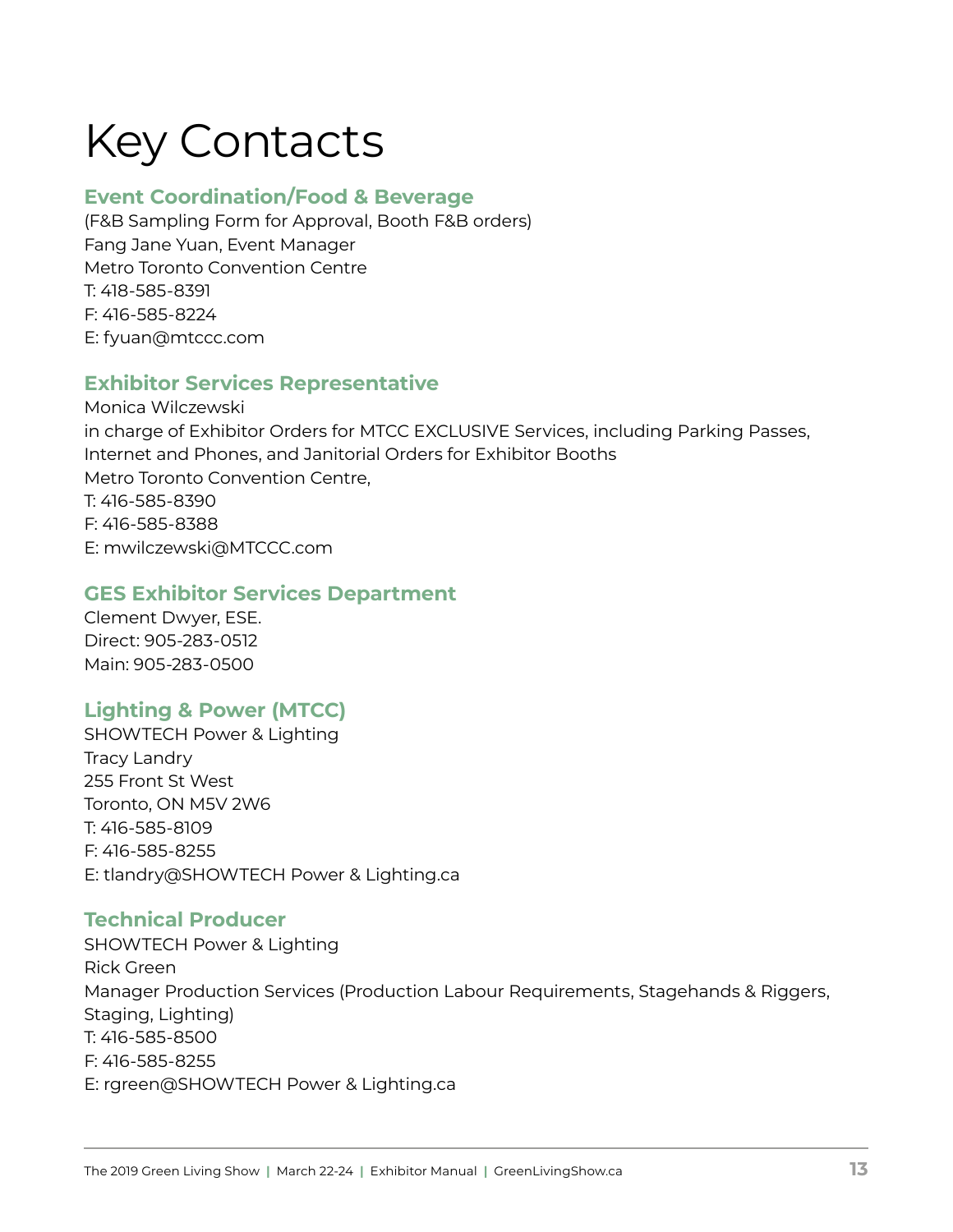# Key Contacts

### Event Coordination/Food & Beverage

(F&B Sampling Form for Approval, Booth F&B orders)
Fang Jane Yuan, Event Manager
Metro Toronto Convention Centre
T: 418-585-8391
F: 416-585-8224
E: fyuan@mtccc.com

### Exhibitor Services Representative

Monica Wilczewski
in charge of Exhibitor Orders for MTCC EXCLUSIVE Services, including Parking Passes, Internet and Phones, and Janitorial Orders for Exhibitor Booths
Metro Toronto Convention Centre,
T: 416-585-8390
F: 416-585-8388
E: mwilczewski@MTCCC.com

### GES Exhibitor Services Department

Clement Dwyer, ESE.
Direct: 905-283-0512
Main: 905-283-0500

### Lighting & Power (MTCC)

SHOWTECH Power & Lighting
Tracy Landry
255 Front St West
Toronto, ON M5V 2W6
T: 416-585-8109
F: 416-585-8255
E: tlandry@SHOWTECH Power & Lighting.ca

### Technical Producer

SHOWTECH Power & Lighting
Rick Green
Manager Production Services (Production Labour Requirements, Stagehands & Riggers, Staging, Lighting)
T: 416-585-8500
F: 416-585-8255
E: rgreen@SHOWTECH Power & Lighting.ca